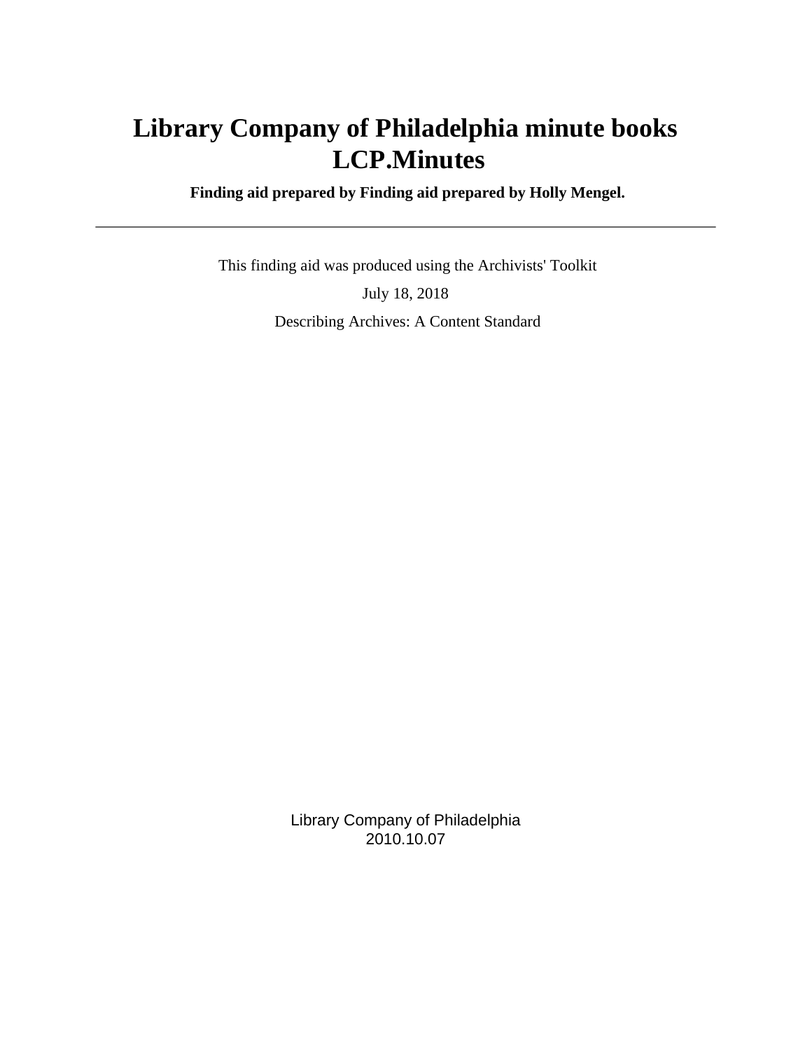# Library Company of Philadelphia minute books LCP.Minutes

**Finding aid prepared by Finding aid prepared by Holly Mengel.**

---

This finding aid was produced using the Archivists' Toolkit

July 18, 2018

Describing Archives: A Content Standard

Library Company of Philadelphia
2010.10.07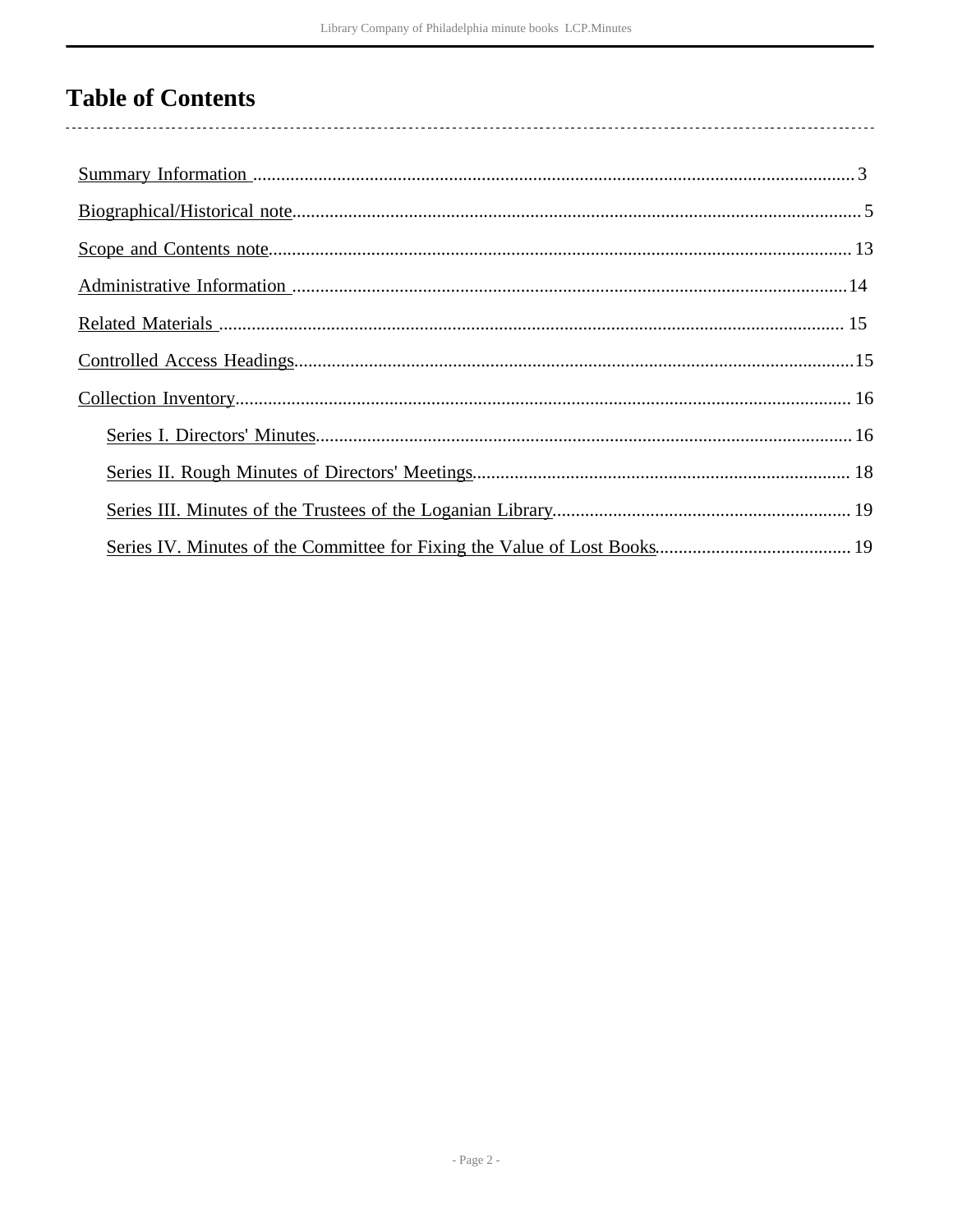# Table of Contents

- Summary Information ..... 3
- Biographical/Historical note..... 5
- Scope and Contents note..... 13
- Administrative Information ..... 14
- Related Materials ..... 15
- Controlled Access Headings..... 15
- Collection Inventory..... 16
  - Series I. Directors' Minutes..... 16
  - Series II. Rough Minutes of Directors' Meetings..... 18
  - Series III. Minutes of the Trustees of the Loganian Library..... 19
  - Series IV. Minutes of the Committee for Fixing the Value of Lost Books..... 19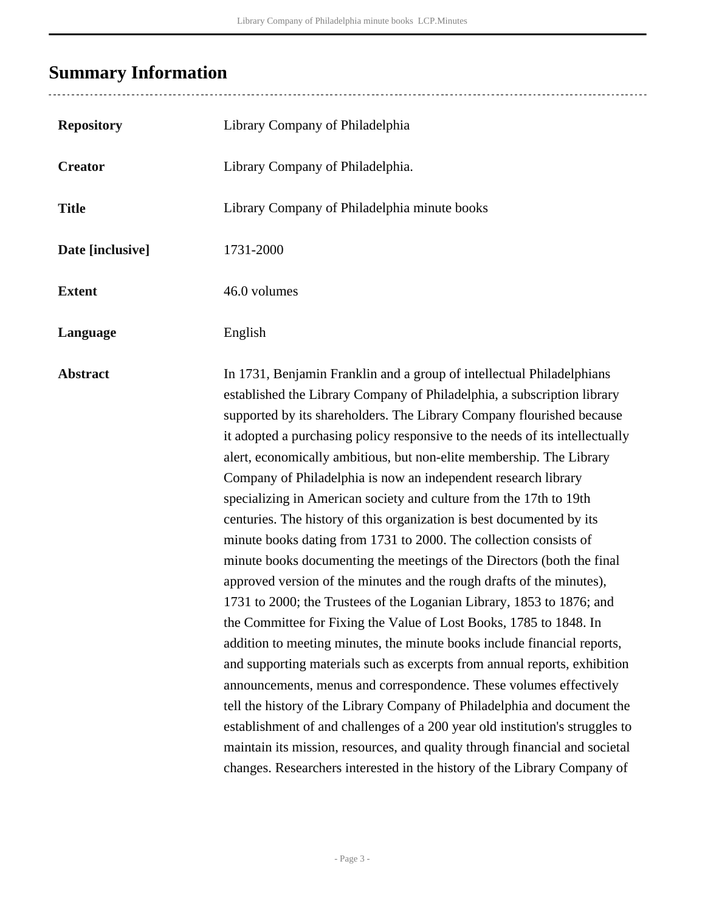## Summary Information

| | |
|---|---|
| **Repository** | Library Company of Philadelphia |
| **Creator** | Library Company of Philadelphia. |
| **Title** | Library Company of Philadelphia minute books |
| **Date [inclusive]** | 1731-2000 |
| **Extent** | 46.0 volumes |
| **Language** | English |
| **Abstract** | In 1731, Benjamin Franklin and a group of intellectual Philadelphians established the Library Company of Philadelphia, a subscription library supported by its shareholders. The Library Company flourished because it adopted a purchasing policy responsive to the needs of its intellectually alert, economically ambitious, but non-elite membership. The Library Company of Philadelphia is now an independent research library specializing in American society and culture from the 17th to 19th centuries. The history of this organization is best documented by its minute books dating from 1731 to 2000. The collection consists of minute books documenting the meetings of the Directors (both the final approved version of the minutes and the rough drafts of the minutes), 1731 to 2000; the Trustees of the Loganian Library, 1853 to 1876; and the Committee for Fixing the Value of Lost Books, 1785 to 1848. In addition to meeting minutes, the minute books include financial reports, and supporting materials such as excerpts from annual reports, exhibition announcements, menus and correspondence. These volumes effectively tell the history of the Library Company of Philadelphia and document the establishment of and challenges of a 200 year old institution's struggles to maintain its mission, resources, and quality through financial and societal changes. Researchers interested in the history of the Library Company of |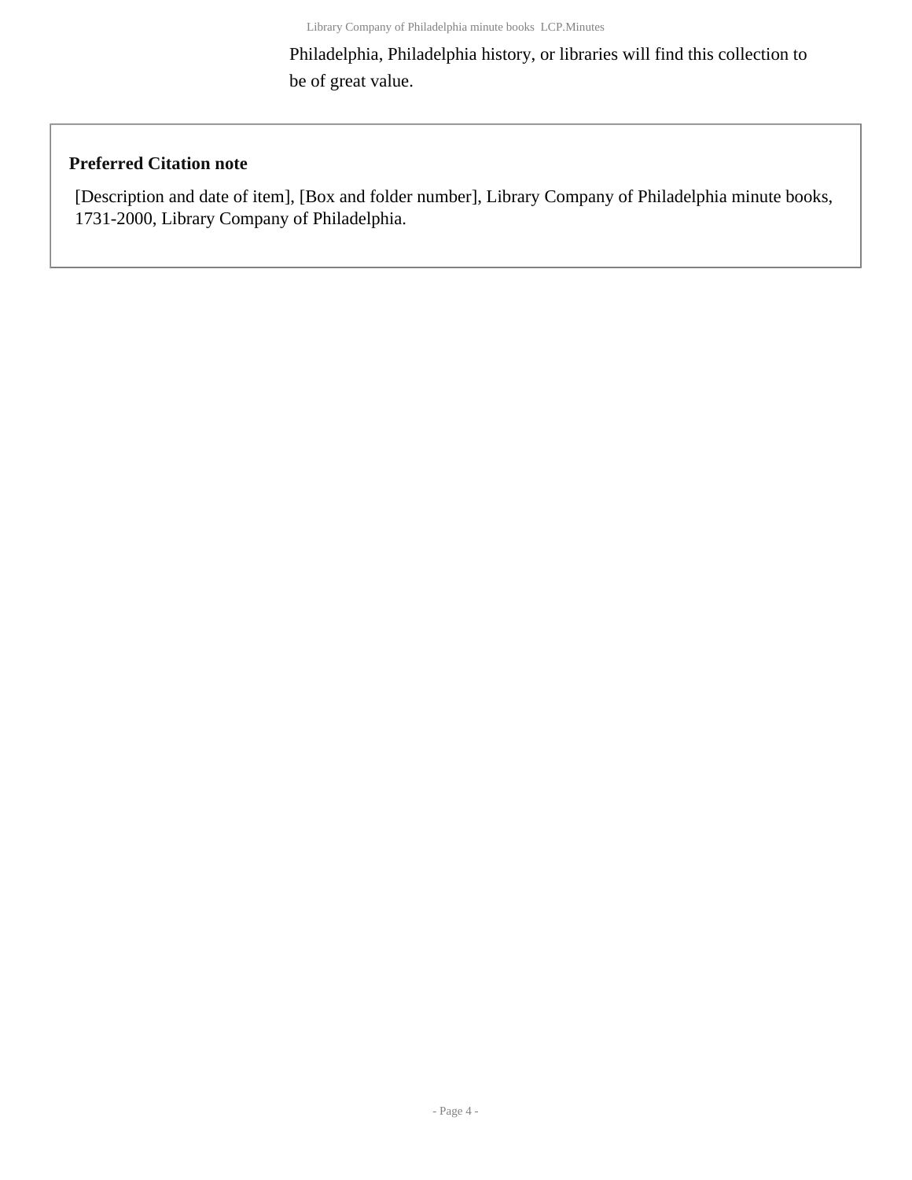Philadelphia, Philadelphia history, or libraries will find this collection to be of great value.

**Preferred Citation note**

[Description and date of item], [Box and folder number], Library Company of Philadelphia minute books, 1731-2000, Library Company of Philadelphia.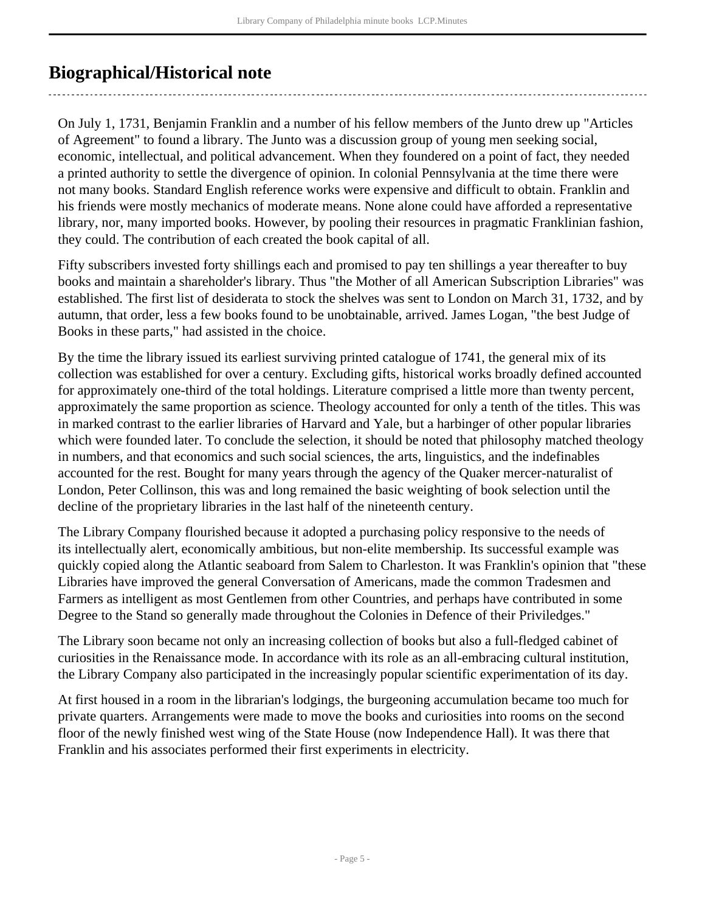## Biographical/Historical note

On July 1, 1731, Benjamin Franklin and a number of his fellow members of the Junto drew up "Articles of Agreement" to found a library. The Junto was a discussion group of young men seeking social, economic, intellectual, and political advancement. When they foundered on a point of fact, they needed a printed authority to settle the divergence of opinion. In colonial Pennsylvania at the time there were not many books. Standard English reference works were expensive and difficult to obtain. Franklin and his friends were mostly mechanics of moderate means. None alone could have afforded a representative library, nor, many imported books. However, by pooling their resources in pragmatic Franklinian fashion, they could. The contribution of each created the book capital of all.

Fifty subscribers invested forty shillings each and promised to pay ten shillings a year thereafter to buy books and maintain a shareholder's library. Thus "the Mother of all American Subscription Libraries" was established. The first list of desiderata to stock the shelves was sent to London on March 31, 1732, and by autumn, that order, less a few books found to be unobtainable, arrived. James Logan, "the best Judge of Books in these parts," had assisted in the choice.

By the time the library issued its earliest surviving printed catalogue of 1741, the general mix of its collection was established for over a century. Excluding gifts, historical works broadly defined accounted for approximately one-third of the total holdings. Literature comprised a little more than twenty percent, approximately the same proportion as science. Theology accounted for only a tenth of the titles. This was in marked contrast to the earlier libraries of Harvard and Yale, but a harbinger of other popular libraries which were founded later. To conclude the selection, it should be noted that philosophy matched theology in numbers, and that economics and such social sciences, the arts, linguistics, and the indefinables accounted for the rest. Bought for many years through the agency of the Quaker mercer-naturalist of London, Peter Collinson, this was and long remained the basic weighting of book selection until the decline of the proprietary libraries in the last half of the nineteenth century.

The Library Company flourished because it adopted a purchasing policy responsive to the needs of its intellectually alert, economically ambitious, but non-elite membership. Its successful example was quickly copied along the Atlantic seaboard from Salem to Charleston. It was Franklin's opinion that "these Libraries have improved the general Conversation of Americans, made the common Tradesmen and Farmers as intelligent as most Gentlemen from other Countries, and perhaps have contributed in some Degree to the Stand so generally made throughout the Colonies in Defence of their Priviledges."

The Library soon became not only an increasing collection of books but also a full-fledged cabinet of curiosities in the Renaissance mode. In accordance with its role as an all-embracing cultural institution, the Library Company also participated in the increasingly popular scientific experimentation of its day.

At first housed in a room in the librarian's lodgings, the burgeoning accumulation became too much for private quarters. Arrangements were made to move the books and curiosities into rooms on the second floor of the newly finished west wing of the State House (now Independence Hall). It was there that Franklin and his associates performed their first experiments in electricity.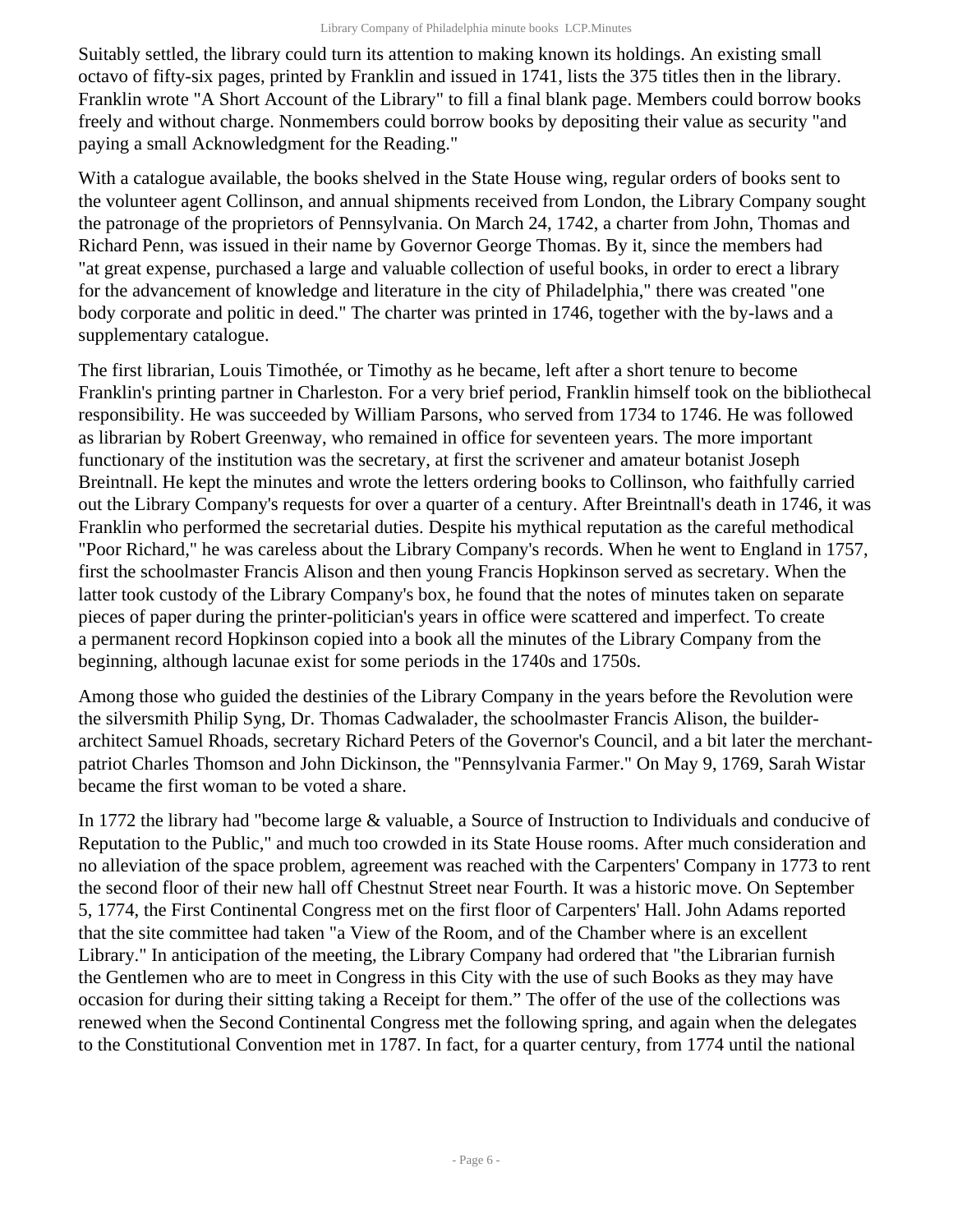Suitably settled, the library could turn its attention to making known its holdings. An existing small octavo of fifty-six pages, printed by Franklin and issued in 1741, lists the 375 titles then in the library. Franklin wrote "A Short Account of the Library" to fill a final blank page. Members could borrow books freely and without charge. Nonmembers could borrow books by depositing their value as security "and paying a small Acknowledgment for the Reading."

With a catalogue available, the books shelved in the State House wing, regular orders of books sent to the volunteer agent Collinson, and annual shipments received from London, the Library Company sought the patronage of the proprietors of Pennsylvania. On March 24, 1742, a charter from John, Thomas and Richard Penn, was issued in their name by Governor George Thomas. By it, since the members had "at great expense, purchased a large and valuable collection of useful books, in order to erect a library for the advancement of knowledge and literature in the city of Philadelphia," there was created "one body corporate and politic in deed." The charter was printed in 1746, together with the by-laws and a supplementary catalogue.

The first librarian, Louis Timothée, or Timothy as he became, left after a short tenure to become Franklin's printing partner in Charleston. For a very brief period, Franklin himself took on the bibliothecal responsibility. He was succeeded by William Parsons, who served from 1734 to 1746. He was followed as librarian by Robert Greenway, who remained in office for seventeen years. The more important functionary of the institution was the secretary, at first the scrivener and amateur botanist Joseph Breintnall. He kept the minutes and wrote the letters ordering books to Collinson, who faithfully carried out the Library Company's requests for over a quarter of a century. After Breintnall's death in 1746, it was Franklin who performed the secretarial duties. Despite his mythical reputation as the careful methodical "Poor Richard," he was careless about the Library Company's records. When he went to England in 1757, first the schoolmaster Francis Alison and then young Francis Hopkinson served as secretary. When the latter took custody of the Library Company's box, he found that the notes of minutes taken on separate pieces of paper during the printer-politician's years in office were scattered and imperfect. To create a permanent record Hopkinson copied into a book all the minutes of the Library Company from the beginning, although lacunae exist for some periods in the 1740s and 1750s.

Among those who guided the destinies of the Library Company in the years before the Revolution were the silversmith Philip Syng, Dr. Thomas Cadwalader, the schoolmaster Francis Alison, the builder-architect Samuel Rhoads, secretary Richard Peters of the Governor's Council, and a bit later the merchant-patriot Charles Thomson and John Dickinson, the "Pennsylvania Farmer." On May 9, 1769, Sarah Wistar became the first woman to be voted a share.

In 1772 the library had "become large & valuable, a Source of Instruction to Individuals and conducive of Reputation to the Public," and much too crowded in its State House rooms. After much consideration and no alleviation of the space problem, agreement was reached with the Carpenters' Company in 1773 to rent the second floor of their new hall off Chestnut Street near Fourth. It was a historic move. On September 5, 1774, the First Continental Congress met on the first floor of Carpenters' Hall. John Adams reported that the site committee had taken "a View of the Room, and of the Chamber where is an excellent Library." In anticipation of the meeting, the Library Company had ordered that "the Librarian furnish the Gentlemen who are to meet in Congress in this City with the use of such Books as they may have occasion for during their sitting taking a Receipt for them." The offer of the use of the collections was renewed when the Second Continental Congress met the following spring, and again when the delegates to the Constitutional Convention met in 1787. In fact, for a quarter century, from 1774 until the national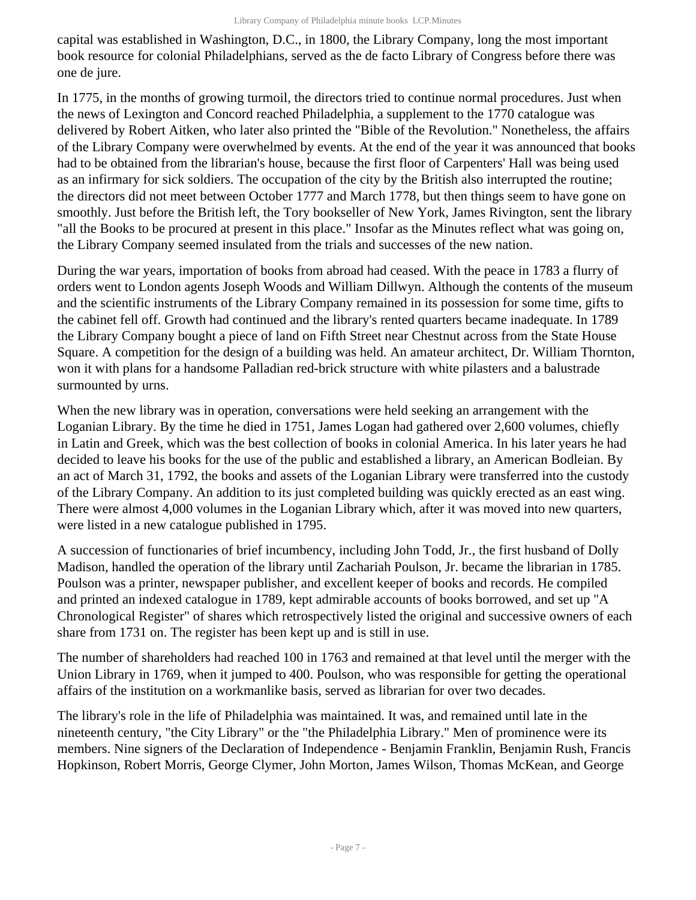capital was established in Washington, D.C., in 1800, the Library Company, long the most important book resource for colonial Philadelphians, served as the de facto Library of Congress before there was one de jure.

In 1775, in the months of growing turmoil, the directors tried to continue normal procedures. Just when the news of Lexington and Concord reached Philadelphia, a supplement to the 1770 catalogue was delivered by Robert Aitken, who later also printed the "Bible of the Revolution." Nonetheless, the affairs of the Library Company were overwhelmed by events. At the end of the year it was announced that books had to be obtained from the librarian's house, because the first floor of Carpenters' Hall was being used as an infirmary for sick soldiers. The occupation of the city by the British also interrupted the routine; the directors did not meet between October 1777 and March 1778, but then things seem to have gone on smoothly. Just before the British left, the Tory bookseller of New York, James Rivington, sent the library "all the Books to be procured at present in this place." Insofar as the Minutes reflect what was going on, the Library Company seemed insulated from the trials and successes of the new nation.

During the war years, importation of books from abroad had ceased. With the peace in 1783 a flurry of orders went to London agents Joseph Woods and William Dillwyn. Although the contents of the museum and the scientific instruments of the Library Company remained in its possession for some time, gifts to the cabinet fell off. Growth had continued and the library's rented quarters became inadequate. In 1789 the Library Company bought a piece of land on Fifth Street near Chestnut across from the State House Square. A competition for the design of a building was held. An amateur architect, Dr. William Thornton, won it with plans for a handsome Palladian red-brick structure with white pilasters and a balustrade surmounted by urns.

When the new library was in operation, conversations were held seeking an arrangement with the Loganian Library. By the time he died in 1751, James Logan had gathered over 2,600 volumes, chiefly in Latin and Greek, which was the best collection of books in colonial America. In his later years he had decided to leave his books for the use of the public and established a library, an American Bodleian. By an act of March 31, 1792, the books and assets of the Loganian Library were transferred into the custody of the Library Company. An addition to its just completed building was quickly erected as an east wing. There were almost 4,000 volumes in the Loganian Library which, after it was moved into new quarters, were listed in a new catalogue published in 1795.

A succession of functionaries of brief incumbency, including John Todd, Jr., the first husband of Dolly Madison, handled the operation of the library until Zachariah Poulson, Jr. became the librarian in 1785. Poulson was a printer, newspaper publisher, and excellent keeper of books and records. He compiled and printed an indexed catalogue in 1789, kept admirable accounts of books borrowed, and set up "A Chronological Register" of shares which retrospectively listed the original and successive owners of each share from 1731 on. The register has been kept up and is still in use.

The number of shareholders had reached 100 in 1763 and remained at that level until the merger with the Union Library in 1769, when it jumped to 400. Poulson, who was responsible for getting the operational affairs of the institution on a workmanlike basis, served as librarian for over two decades.

The library's role in the life of Philadelphia was maintained. It was, and remained until late in the nineteenth century, "the City Library" or the "the Philadelphia Library." Men of prominence were its members. Nine signers of the Declaration of Independence - Benjamin Franklin, Benjamin Rush, Francis Hopkinson, Robert Morris, George Clymer, John Morton, James Wilson, Thomas McKean, and George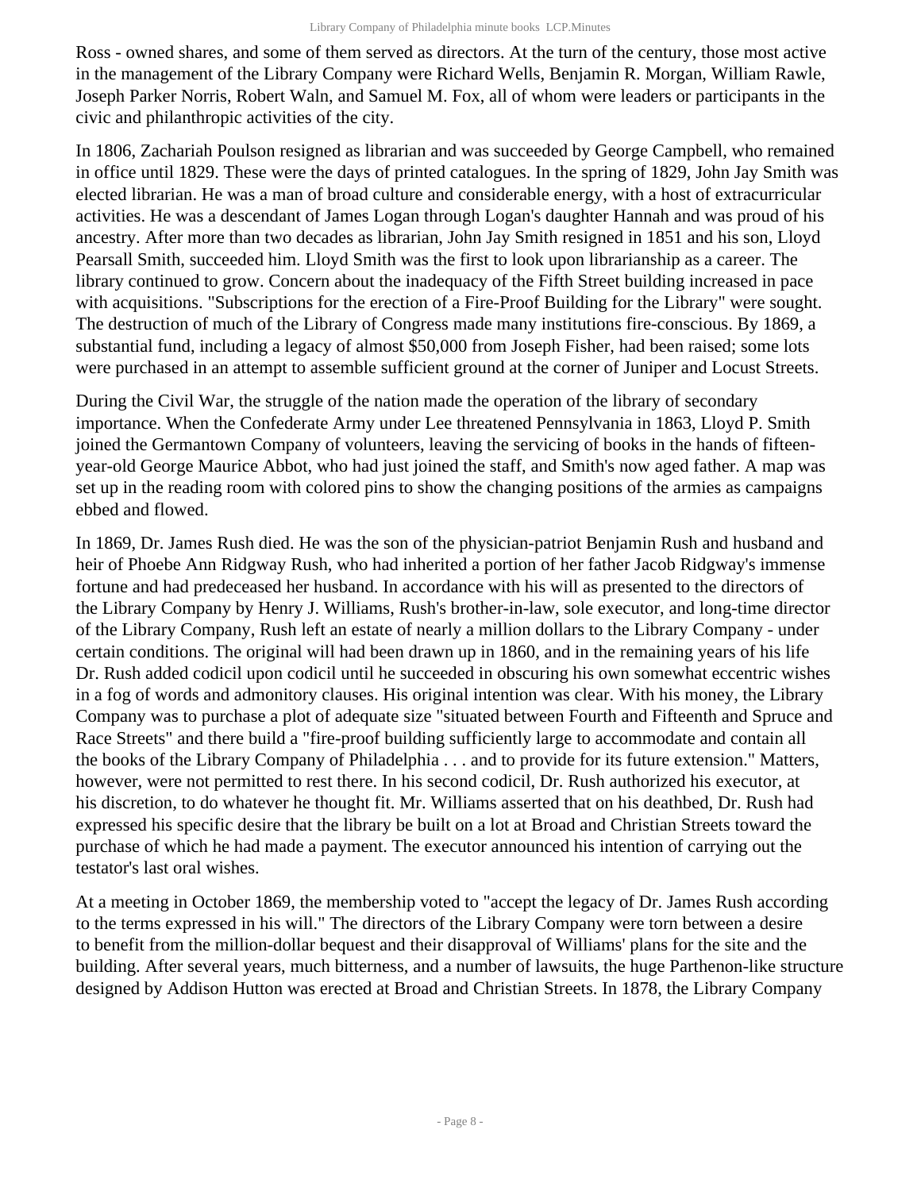Ross - owned shares, and some of them served as directors. At the turn of the century, those most active in the management of the Library Company were Richard Wells, Benjamin R. Morgan, William Rawle, Joseph Parker Norris, Robert Waln, and Samuel M. Fox, all of whom were leaders or participants in the civic and philanthropic activities of the city.

In 1806, Zachariah Poulson resigned as librarian and was succeeded by George Campbell, who remained in office until 1829. These were the days of printed catalogues. In the spring of 1829, John Jay Smith was elected librarian. He was a man of broad culture and considerable energy, with a host of extracurricular activities. He was a descendant of James Logan through Logan's daughter Hannah and was proud of his ancestry. After more than two decades as librarian, John Jay Smith resigned in 1851 and his son, Lloyd Pearsall Smith, succeeded him. Lloyd Smith was the first to look upon librarianship as a career. The library continued to grow. Concern about the inadequacy of the Fifth Street building increased in pace with acquisitions. "Subscriptions for the erection of a Fire-Proof Building for the Library" were sought. The destruction of much of the Library of Congress made many institutions fire-conscious. By 1869, a substantial fund, including a legacy of almost $50,000 from Joseph Fisher, had been raised; some lots were purchased in an attempt to assemble sufficient ground at the corner of Juniper and Locust Streets.

During the Civil War, the struggle of the nation made the operation of the library of secondary importance. When the Confederate Army under Lee threatened Pennsylvania in 1863, Lloyd P. Smith joined the Germantown Company of volunteers, leaving the servicing of books in the hands of fifteen-year-old George Maurice Abbot, who had just joined the staff, and Smith's now aged father. A map was set up in the reading room with colored pins to show the changing positions of the armies as campaigns ebbed and flowed.

In 1869, Dr. James Rush died. He was the son of the physician-patriot Benjamin Rush and husband and heir of Phoebe Ann Ridgway Rush, who had inherited a portion of her father Jacob Ridgway's immense fortune and had predeceased her husband. In accordance with his will as presented to the directors of the Library Company by Henry J. Williams, Rush's brother-in-law, sole executor, and long-time director of the Library Company, Rush left an estate of nearly a million dollars to the Library Company - under certain conditions. The original will had been drawn up in 1860, and in the remaining years of his life Dr. Rush added codicil upon codicil until he succeeded in obscuring his own somewhat eccentric wishes in a fog of words and admonitory clauses. His original intention was clear. With his money, the Library Company was to purchase a plot of adequate size "situated between Fourth and Fifteenth and Spruce and Race Streets" and there build a "fire-proof building sufficiently large to accommodate and contain all the books of the Library Company of Philadelphia . . . and to provide for its future extension." Matters, however, were not permitted to rest there. In his second codicil, Dr. Rush authorized his executor, at his discretion, to do whatever he thought fit. Mr. Williams asserted that on his deathbed, Dr. Rush had expressed his specific desire that the library be built on a lot at Broad and Christian Streets toward the purchase of which he had made a payment. The executor announced his intention of carrying out the testator's last oral wishes.

At a meeting in October 1869, the membership voted to "accept the legacy of Dr. James Rush according to the terms expressed in his will." The directors of the Library Company were torn between a desire to benefit from the million-dollar bequest and their disapproval of Williams' plans for the site and the building. After several years, much bitterness, and a number of lawsuits, the huge Parthenon-like structure designed by Addison Hutton was erected at Broad and Christian Streets. In 1878, the Library Company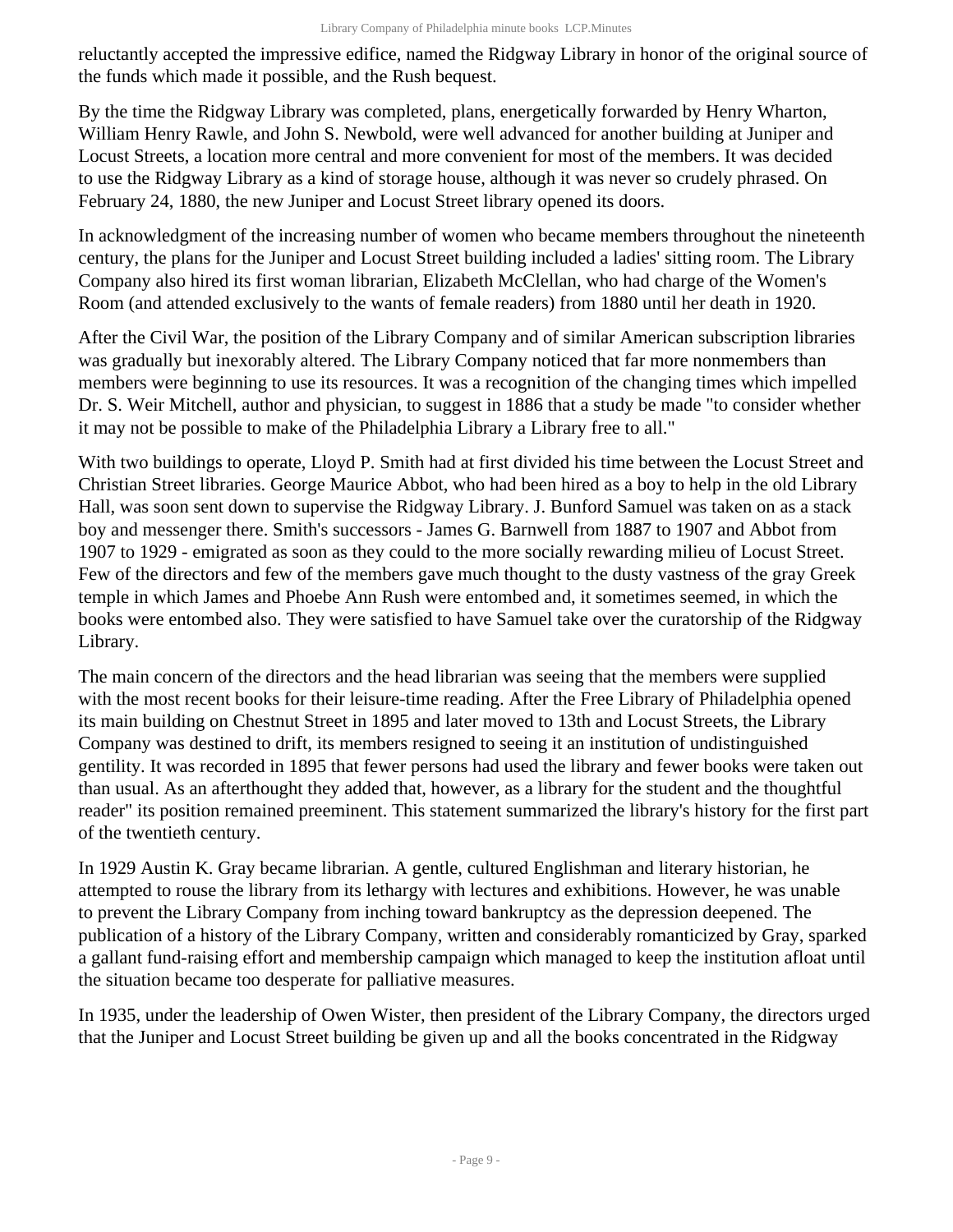reluctantly accepted the impressive edifice, named the Ridgway Library in honor of the original source of the funds which made it possible, and the Rush bequest.

By the time the Ridgway Library was completed, plans, energetically forwarded by Henry Wharton, William Henry Rawle, and John S. Newbold, were well advanced for another building at Juniper and Locust Streets, a location more central and more convenient for most of the members. It was decided to use the Ridgway Library as a kind of storage house, although it was never so crudely phrased. On February 24, 1880, the new Juniper and Locust Street library opened its doors.

In acknowledgment of the increasing number of women who became members throughout the nineteenth century, the plans for the Juniper and Locust Street building included a ladies' sitting room. The Library Company also hired its first woman librarian, Elizabeth McClellan, who had charge of the Women's Room (and attended exclusively to the wants of female readers) from 1880 until her death in 1920.

After the Civil War, the position of the Library Company and of similar American subscription libraries was gradually but inexorably altered. The Library Company noticed that far more nonmembers than members were beginning to use its resources. It was a recognition of the changing times which impelled Dr. S. Weir Mitchell, author and physician, to suggest in 1886 that a study be made "to consider whether it may not be possible to make of the Philadelphia Library a Library free to all."

With two buildings to operate, Lloyd P. Smith had at first divided his time between the Locust Street and Christian Street libraries. George Maurice Abbot, who had been hired as a boy to help in the old Library Hall, was soon sent down to supervise the Ridgway Library. J. Bunford Samuel was taken on as a stack boy and messenger there. Smith's successors - James G. Barnwell from 1887 to 1907 and Abbot from 1907 to 1929 - emigrated as soon as they could to the more socially rewarding milieu of Locust Street. Few of the directors and few of the members gave much thought to the dusty vastness of the gray Greek temple in which James and Phoebe Ann Rush were entombed and, it sometimes seemed, in which the books were entombed also. They were satisfied to have Samuel take over the curatorship of the Ridgway Library.

The main concern of the directors and the head librarian was seeing that the members were supplied with the most recent books for their leisure-time reading. After the Free Library of Philadelphia opened its main building on Chestnut Street in 1895 and later moved to 13th and Locust Streets, the Library Company was destined to drift, its members resigned to seeing it an institution of undistinguished gentility. It was recorded in 1895 that fewer persons had used the library and fewer books were taken out than usual. As an afterthought they added that, however, as a library for the student and the thoughtful reader" its position remained preeminent. This statement summarized the library's history for the first part of the twentieth century.

In 1929 Austin K. Gray became librarian. A gentle, cultured Englishman and literary historian, he attempted to rouse the library from its lethargy with lectures and exhibitions. However, he was unable to prevent the Library Company from inching toward bankruptcy as the depression deepened. The publication of a history of the Library Company, written and considerably romanticized by Gray, sparked a gallant fund-raising effort and membership campaign which managed to keep the institution afloat until the situation became too desperate for palliative measures.

In 1935, under the leadership of Owen Wister, then president of the Library Company, the directors urged that the Juniper and Locust Street building be given up and all the books concentrated in the Ridgway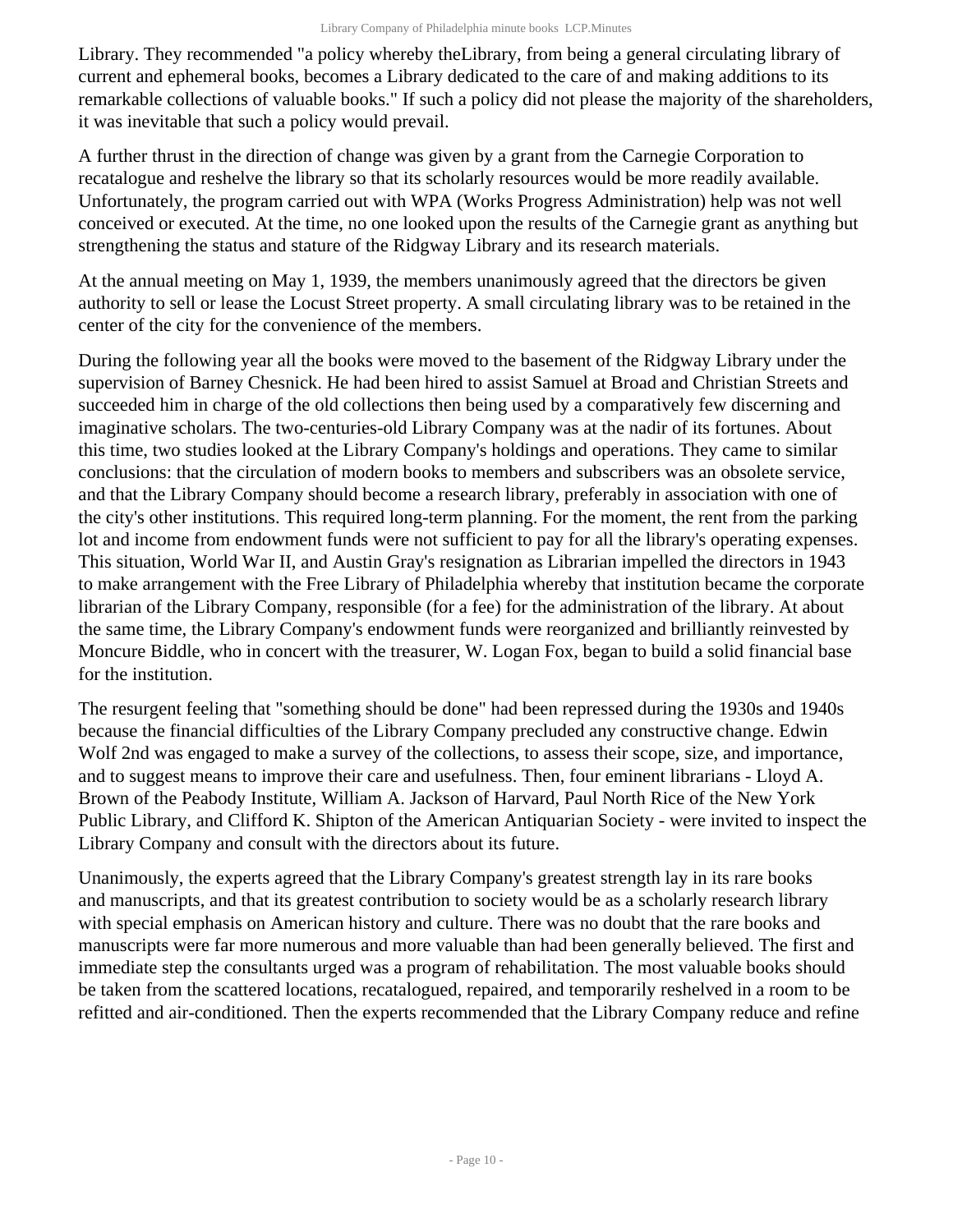Library. They recommended "a policy whereby theLibrary, from being a general circulating library of current and ephemeral books, becomes a Library dedicated to the care of and making additions to its remarkable collections of valuable books." If such a policy did not please the majority of the shareholders, it was inevitable that such a policy would prevail.

A further thrust in the direction of change was given by a grant from the Carnegie Corporation to recatalogue and reshelve the library so that its scholarly resources would be more readily available. Unfortunately, the program carried out with WPA (Works Progress Administration) help was not well conceived or executed. At the time, no one looked upon the results of the Carnegie grant as anything but strengthening the status and stature of the Ridgway Library and its research materials.

At the annual meeting on May 1, 1939, the members unanimously agreed that the directors be given authority to sell or lease the Locust Street property. A small circulating library was to be retained in the center of the city for the convenience of the members.

During the following year all the books were moved to the basement of the Ridgway Library under the supervision of Barney Chesnick. He had been hired to assist Samuel at Broad and Christian Streets and succeeded him in charge of the old collections then being used by a comparatively few discerning and imaginative scholars. The two-centuries-old Library Company was at the nadir of its fortunes. About this time, two studies looked at the Library Company's holdings and operations. They came to similar conclusions: that the circulation of modern books to members and subscribers was an obsolete service, and that the Library Company should become a research library, preferably in association with one of the city's other institutions. This required long-term planning. For the moment, the rent from the parking lot and income from endowment funds were not sufficient to pay for all the library's operating expenses. This situation, World War II, and Austin Gray's resignation as Librarian impelled the directors in 1943 to make arrangement with the Free Library of Philadelphia whereby that institution became the corporate librarian of the Library Company, responsible (for a fee) for the administration of the library. At about the same time, the Library Company's endowment funds were reorganized and brilliantly reinvested by Moncure Biddle, who in concert with the treasurer, W. Logan Fox, began to build a solid financial base for the institution.

The resurgent feeling that "something should be done" had been repressed during the 1930s and 1940s because the financial difficulties of the Library Company precluded any constructive change. Edwin Wolf 2nd was engaged to make a survey of the collections, to assess their scope, size, and importance, and to suggest means to improve their care and usefulness. Then, four eminent librarians - Lloyd A. Brown of the Peabody Institute, William A. Jackson of Harvard, Paul North Rice of the New York Public Library, and Clifford K. Shipton of the American Antiquarian Society - were invited to inspect the Library Company and consult with the directors about its future.

Unanimously, the experts agreed that the Library Company's greatest strength lay in its rare books and manuscripts, and that its greatest contribution to society would be as a scholarly research library with special emphasis on American history and culture. There was no doubt that the rare books and manuscripts were far more numerous and more valuable than had been generally believed. The first and immediate step the consultants urged was a program of rehabilitation. The most valuable books should be taken from the scattered locations, recatalogued, repaired, and temporarily reshelved in a room to be refitted and air-conditioned. Then the experts recommended that the Library Company reduce and refine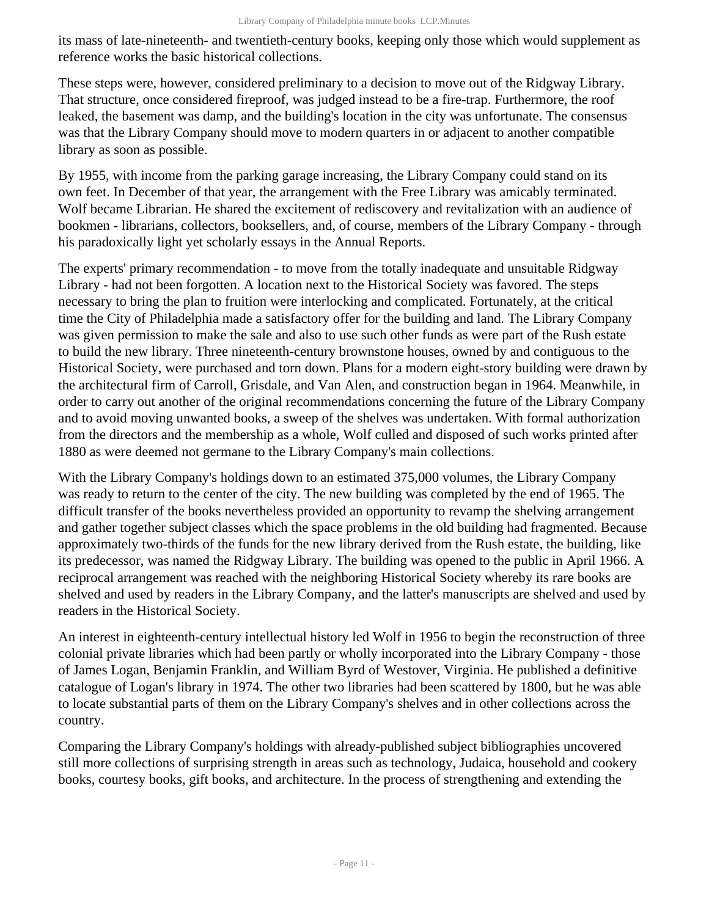its mass of late-nineteenth- and twentieth-century books, keeping only those which would supplement as reference works the basic historical collections.

These steps were, however, considered preliminary to a decision to move out of the Ridgway Library. That structure, once considered fireproof, was judged instead to be a fire-trap. Furthermore, the roof leaked, the basement was damp, and the building's location in the city was unfortunate. The consensus was that the Library Company should move to modern quarters in or adjacent to another compatible library as soon as possible.

By 1955, with income from the parking garage increasing, the Library Company could stand on its own feet. In December of that year, the arrangement with the Free Library was amicably terminated. Wolf became Librarian. He shared the excitement of rediscovery and revitalization with an audience of bookmen - librarians, collectors, booksellers, and, of course, members of the Library Company - through his paradoxically light yet scholarly essays in the Annual Reports.

The experts' primary recommendation - to move from the totally inadequate and unsuitable Ridgway Library - had not been forgotten. A location next to the Historical Society was favored. The steps necessary to bring the plan to fruition were interlocking and complicated. Fortunately, at the critical time the City of Philadelphia made a satisfactory offer for the building and land. The Library Company was given permission to make the sale and also to use such other funds as were part of the Rush estate to build the new library. Three nineteenth-century brownstone houses, owned by and contiguous to the Historical Society, were purchased and torn down. Plans for a modern eight-story building were drawn by the architectural firm of Carroll, Grisdale, and Van Alen, and construction began in 1964. Meanwhile, in order to carry out another of the original recommendations concerning the future of the Library Company and to avoid moving unwanted books, a sweep of the shelves was undertaken. With formal authorization from the directors and the membership as a whole, Wolf culled and disposed of such works printed after 1880 as were deemed not germane to the Library Company's main collections.

With the Library Company's holdings down to an estimated 375,000 volumes, the Library Company was ready to return to the center of the city. The new building was completed by the end of 1965. The difficult transfer of the books nevertheless provided an opportunity to revamp the shelving arrangement and gather together subject classes which the space problems in the old building had fragmented. Because approximately two-thirds of the funds for the new library derived from the Rush estate, the building, like its predecessor, was named the Ridgway Library. The building was opened to the public in April 1966. A reciprocal arrangement was reached with the neighboring Historical Society whereby its rare books are shelved and used by readers in the Library Company, and the latter's manuscripts are shelved and used by readers in the Historical Society.

An interest in eighteenth-century intellectual history led Wolf in 1956 to begin the reconstruction of three colonial private libraries which had been partly or wholly incorporated into the Library Company - those of James Logan, Benjamin Franklin, and William Byrd of Westover, Virginia. He published a definitive catalogue of Logan's library in 1974. The other two libraries had been scattered by 1800, but he was able to locate substantial parts of them on the Library Company's shelves and in other collections across the country.

Comparing the Library Company's holdings with already-published subject bibliographies uncovered still more collections of surprising strength in areas such as technology, Judaica, household and cookery books, courtesy books, gift books, and architecture. In the process of strengthening and extending the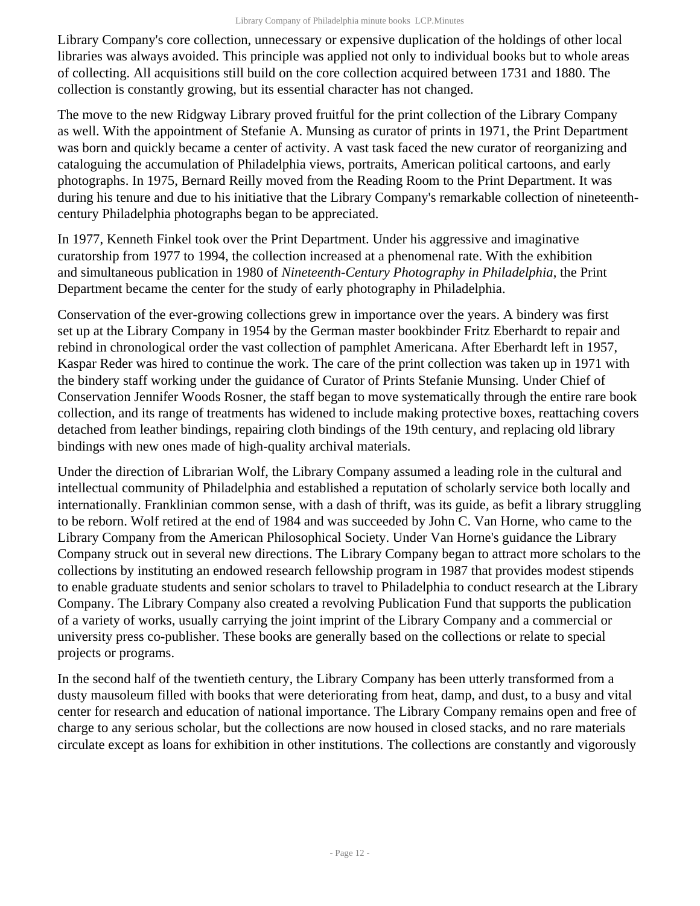Library Company's core collection, unnecessary or expensive duplication of the holdings of other local libraries was always avoided. This principle was applied not only to individual books but to whole areas of collecting. All acquisitions still build on the core collection acquired between 1731 and 1880. The collection is constantly growing, but its essential character has not changed.

The move to the new Ridgway Library proved fruitful for the print collection of the Library Company as well. With the appointment of Stefanie A. Munsing as curator of prints in 1971, the Print Department was born and quickly became a center of activity. A vast task faced the new curator of reorganizing and cataloguing the accumulation of Philadelphia views, portraits, American political cartoons, and early photographs. In 1975, Bernard Reilly moved from the Reading Room to the Print Department. It was during his tenure and due to his initiative that the Library Company's remarkable collection of nineteenth-century Philadelphia photographs began to be appreciated.

In 1977, Kenneth Finkel took over the Print Department. Under his aggressive and imaginative curatorship from 1977 to 1994, the collection increased at a phenomenal rate. With the exhibition and simultaneous publication in 1980 of *Nineteenth-Century Photography in Philadelphia*, the Print Department became the center for the study of early photography in Philadelphia.

Conservation of the ever-growing collections grew in importance over the years. A bindery was first set up at the Library Company in 1954 by the German master bookbinder Fritz Eberhardt to repair and rebind in chronological order the vast collection of pamphlet Americana. After Eberhardt left in 1957, Kaspar Reder was hired to continue the work. The care of the print collection was taken up in 1971 with the bindery staff working under the guidance of Curator of Prints Stefanie Munsing. Under Chief of Conservation Jennifer Woods Rosner, the staff began to move systematically through the entire rare book collection, and its range of treatments has widened to include making protective boxes, reattaching covers detached from leather bindings, repairing cloth bindings of the 19th century, and replacing old library bindings with new ones made of high-quality archival materials.

Under the direction of Librarian Wolf, the Library Company assumed a leading role in the cultural and intellectual community of Philadelphia and established a reputation of scholarly service both locally and internationally. Franklinian common sense, with a dash of thrift, was its guide, as befit a library struggling to be reborn. Wolf retired at the end of 1984 and was succeeded by John C. Van Horne, who came to the Library Company from the American Philosophical Society. Under Van Horne's guidance the Library Company struck out in several new directions. The Library Company began to attract more scholars to the collections by instituting an endowed research fellowship program in 1987 that provides modest stipends to enable graduate students and senior scholars to travel to Philadelphia to conduct research at the Library Company. The Library Company also created a revolving Publication Fund that supports the publication of a variety of works, usually carrying the joint imprint of the Library Company and a commercial or university press co-publisher. These books are generally based on the collections or relate to special projects or programs.

In the second half of the twentieth century, the Library Company has been utterly transformed from a dusty mausoleum filled with books that were deteriorating from heat, damp, and dust, to a busy and vital center for research and education of national importance. The Library Company remains open and free of charge to any serious scholar, but the collections are now housed in closed stacks, and no rare materials circulate except as loans for exhibition in other institutions. The collections are constantly and vigorously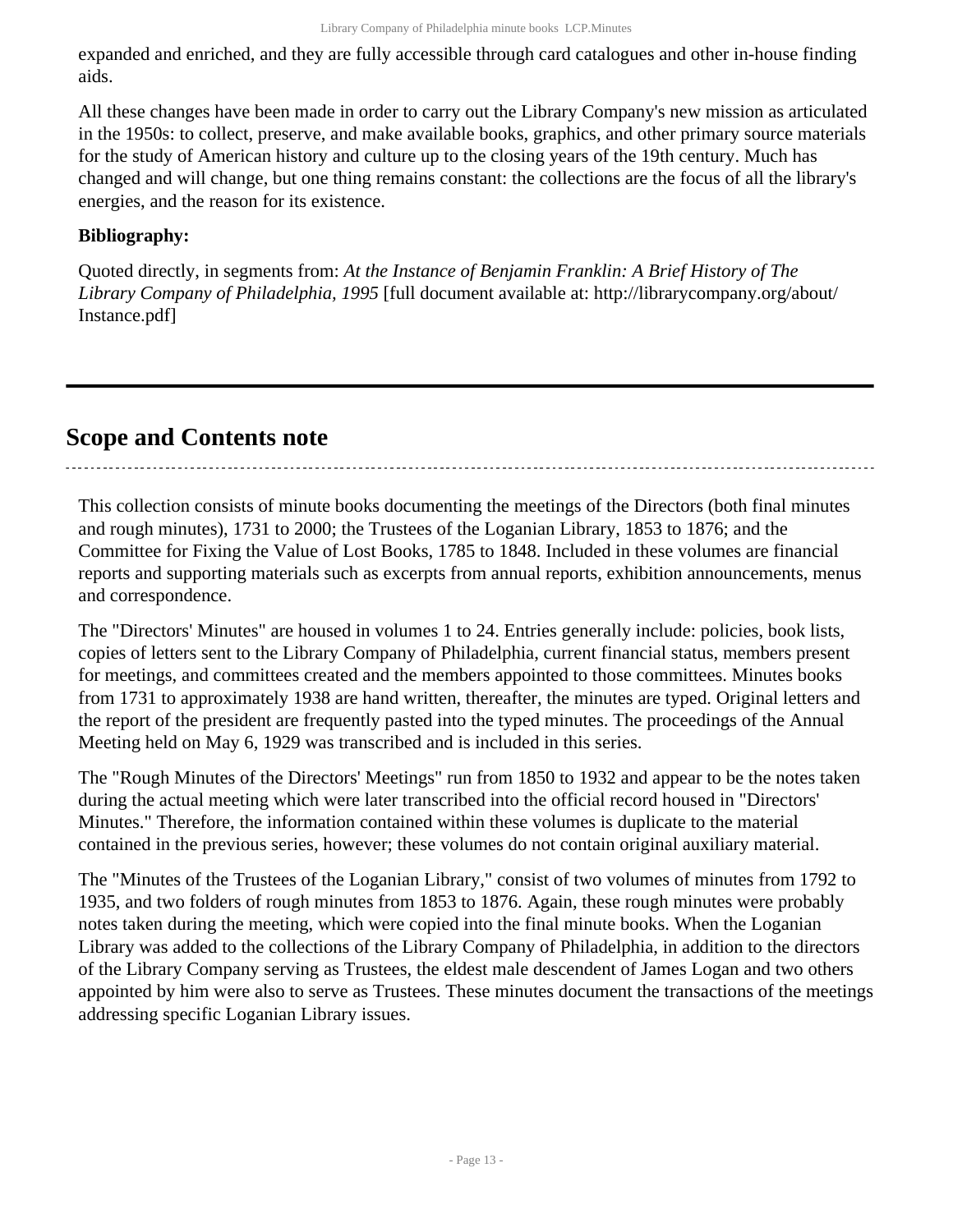expanded and enriched, and they are fully accessible through card catalogues and other in-house finding aids.

All these changes have been made in order to carry out the Library Company's new mission as articulated in the 1950s: to collect, preserve, and make available books, graphics, and other primary source materials for the study of American history and culture up to the closing years of the 19th century. Much has changed and will change, but one thing remains constant: the collections are the focus of all the library's energies, and the reason for its existence.

**Bibliography:**

Quoted directly, in segments from: *At the Instance of Benjamin Franklin: A Brief History of The Library Company of Philadelphia, 1995* [full document available at: http://librarycompany.org/about/Instance.pdf]

## Scope and Contents note

This collection consists of minute books documenting the meetings of the Directors (both final minutes and rough minutes), 1731 to 2000; the Trustees of the Loganian Library, 1853 to 1876; and the Committee for Fixing the Value of Lost Books, 1785 to 1848. Included in these volumes are financial reports and supporting materials such as excerpts from annual reports, exhibition announcements, menus and correspondence.

The "Directors' Minutes" are housed in volumes 1 to 24. Entries generally include: policies, book lists, copies of letters sent to the Library Company of Philadelphia, current financial status, members present for meetings, and committees created and the members appointed to those committees. Minutes books from 1731 to approximately 1938 are hand written, thereafter, the minutes are typed. Original letters and the report of the president are frequently pasted into the typed minutes. The proceedings of the Annual Meeting held on May 6, 1929 was transcribed and is included in this series.

The "Rough Minutes of the Directors' Meetings" run from 1850 to 1932 and appear to be the notes taken during the actual meeting which were later transcribed into the official record housed in "Directors' Minutes." Therefore, the information contained within these volumes is duplicate to the material contained in the previous series, however; these volumes do not contain original auxiliary material.

The "Minutes of the Trustees of the Loganian Library," consist of two volumes of minutes from 1792 to 1935, and two folders of rough minutes from 1853 to 1876. Again, these rough minutes were probably notes taken during the meeting, which were copied into the final minute books. When the Loganian Library was added to the collections of the Library Company of Philadelphia, in addition to the directors of the Library Company serving as Trustees, the eldest male descendent of James Logan and two others appointed by him were also to serve as Trustees. These minutes document the transactions of the meetings addressing specific Loganian Library issues.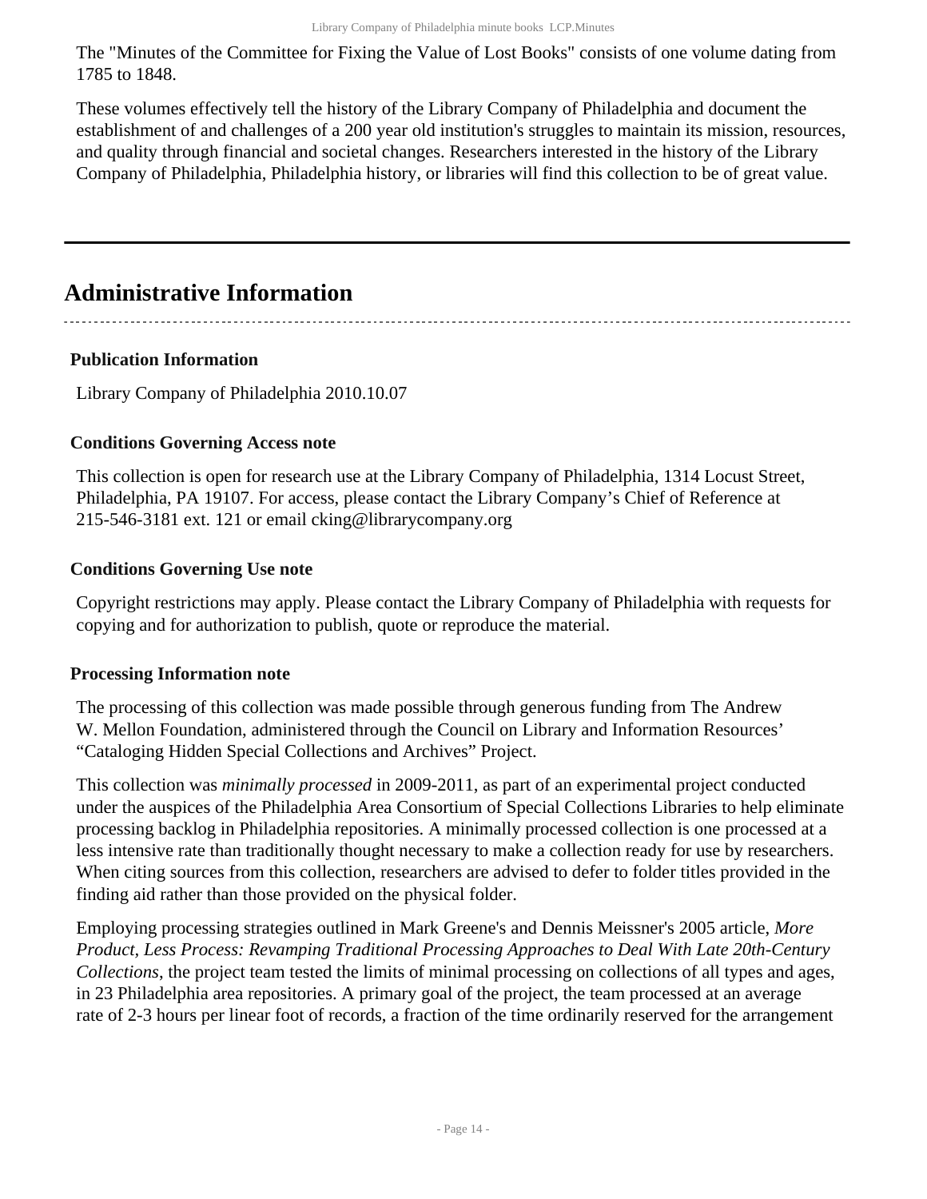The "Minutes of the Committee for Fixing the Value of Lost Books" consists of one volume dating from 1785 to 1848.

These volumes effectively tell the history of the Library Company of Philadelphia and document the establishment of and challenges of a 200 year old institution's struggles to maintain its mission, resources, and quality through financial and societal changes. Researchers interested in the history of the Library Company of Philadelphia, Philadelphia history, or libraries will find this collection to be of great value.

## Administrative Information

### Publication Information

Library Company of Philadelphia 2010.10.07

### Conditions Governing Access note

This collection is open for research use at the Library Company of Philadelphia, 1314 Locust Street, Philadelphia, PA 19107. For access, please contact the Library Company's Chief of Reference at 215-546-3181 ext. 121 or email cking@librarycompany.org

### Conditions Governing Use note

Copyright restrictions may apply. Please contact the Library Company of Philadelphia with requests for copying and for authorization to publish, quote or reproduce the material.

### Processing Information note

The processing of this collection was made possible through generous funding from The Andrew W. Mellon Foundation, administered through the Council on Library and Information Resources' "Cataloging Hidden Special Collections and Archives" Project.

This collection was *minimally processed* in 2009-2011, as part of an experimental project conducted under the auspices of the Philadelphia Area Consortium of Special Collections Libraries to help eliminate processing backlog in Philadelphia repositories. A minimally processed collection is one processed at a less intensive rate than traditionally thought necessary to make a collection ready for use by researchers. When citing sources from this collection, researchers are advised to defer to folder titles provided in the finding aid rather than those provided on the physical folder.

Employing processing strategies outlined in Mark Greene's and Dennis Meissner's 2005 article, *More Product, Less Process: Revamping Traditional Processing Approaches to Deal With Late 20th-Century Collections*, the project team tested the limits of minimal processing on collections of all types and ages, in 23 Philadelphia area repositories. A primary goal of the project, the team processed at an average rate of 2-3 hours per linear foot of records, a fraction of the time ordinarily reserved for the arrangement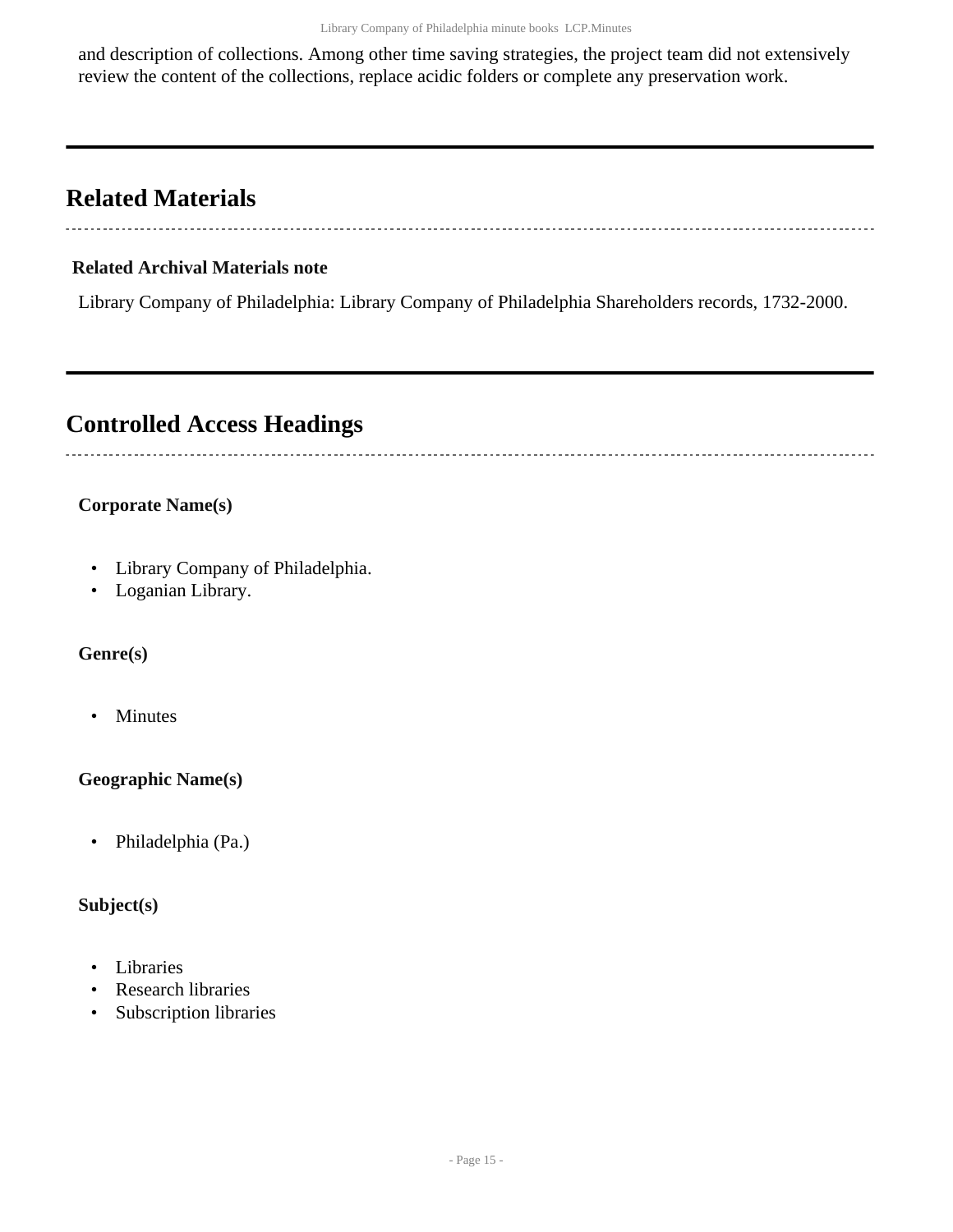and description of collections. Among other time saving strategies, the project team did not extensively review the content of the collections, replace acidic folders or complete any preservation work.

## Related Materials

**Related Archival Materials note**

Library Company of Philadelphia: Library Company of Philadelphia Shareholders records, 1732-2000.

## Controlled Access Headings

**Corporate Name(s)**

- Library Company of Philadelphia.
- Loganian Library.

**Genre(s)**

- Minutes

**Geographic Name(s)**

- Philadelphia (Pa.)

**Subject(s)**

- Libraries
- Research libraries
- Subscription libraries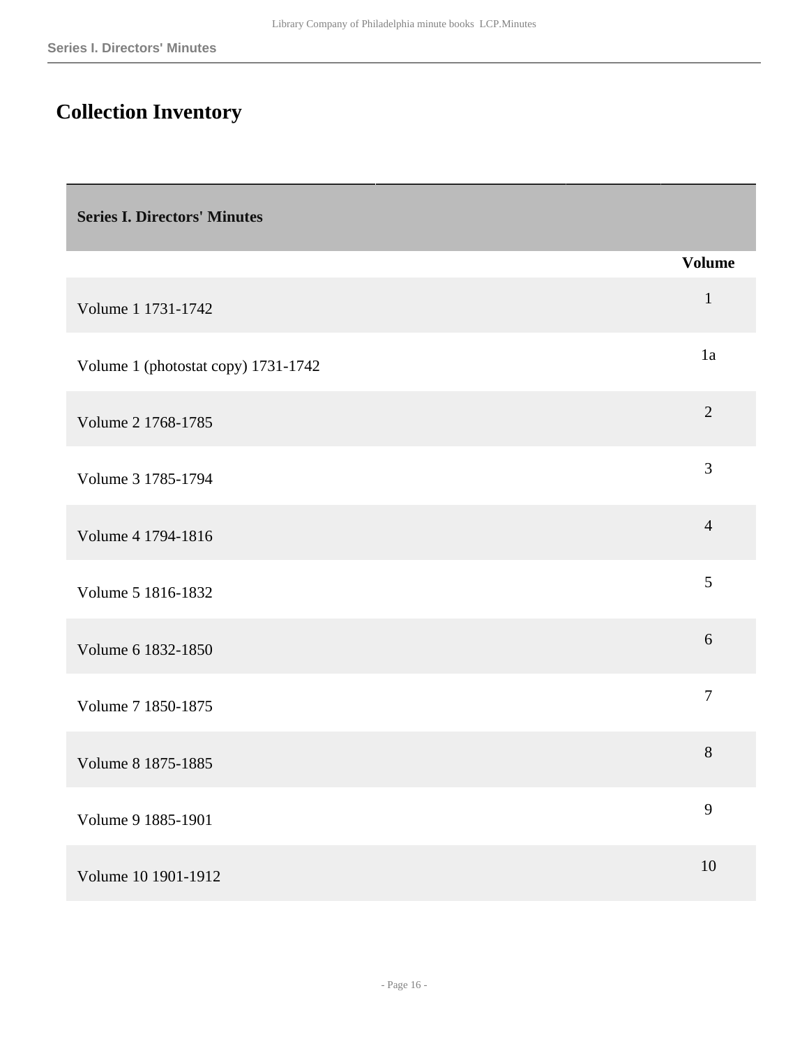# Collection Inventory

| Series I. Directors' Minutes | |
|---|---|
| | **Volume** |
| Volume 1 1731-1742 | 1 |
| Volume 1 (photostat copy) 1731-1742 | 1a |
| Volume 2 1768-1785 | 2 |
| Volume 3 1785-1794 | 3 |
| Volume 4 1794-1816 | 4 |
| Volume 5 1816-1832 | 5 |
| Volume 6 1832-1850 | 6 |
| Volume 7 1850-1875 | 7 |
| Volume 8 1875-1885 | 8 |
| Volume 9 1885-1901 | 9 |
| Volume 10 1901-1912 | 10 |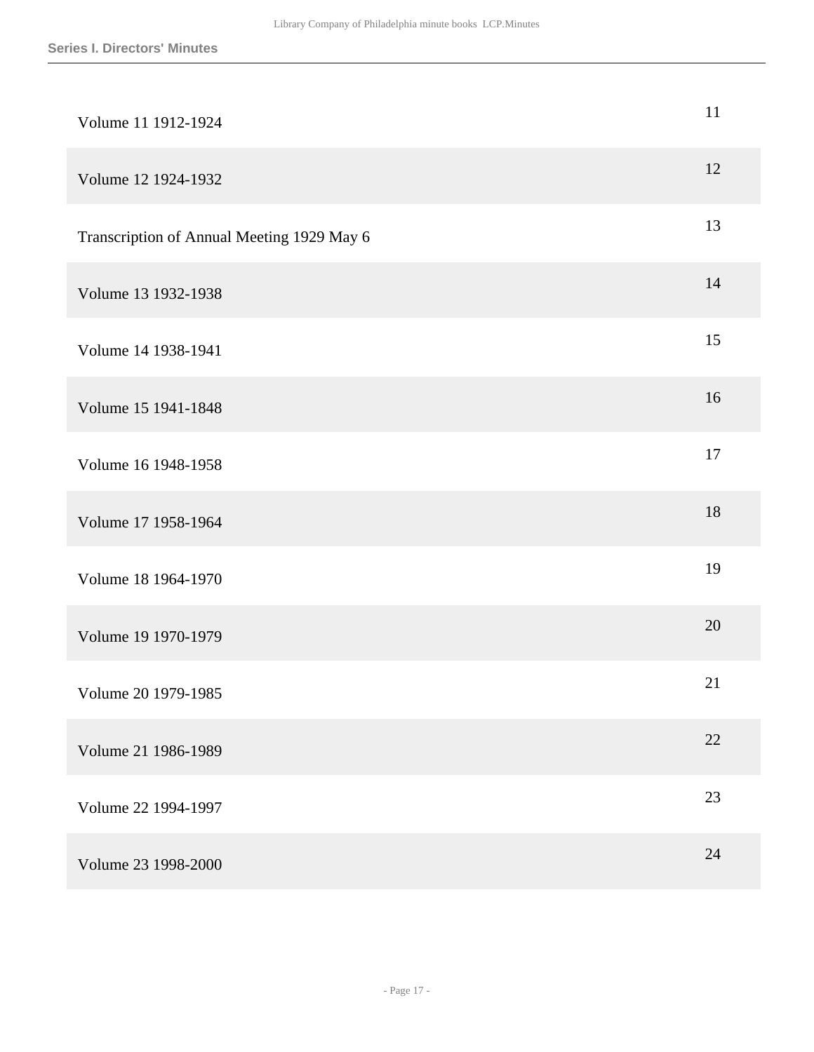| | |
|---|---|
| Volume 11 1912-1924 | 11 |
| Volume 12 1924-1932 | 12 |
| Transcription of Annual Meeting 1929 May 6 | 13 |
| Volume 13 1932-1938 | 14 |
| Volume 14 1938-1941 | 15 |
| Volume 15 1941-1848 | 16 |
| Volume 16 1948-1958 | 17 |
| Volume 17 1958-1964 | 18 |
| Volume 18 1964-1970 | 19 |
| Volume 19 1970-1979 | 20 |
| Volume 20 1979-1985 | 21 |
| Volume 21 1986-1989 | 22 |
| Volume 22 1994-1997 | 23 |
| Volume 23 1998-2000 | 24 |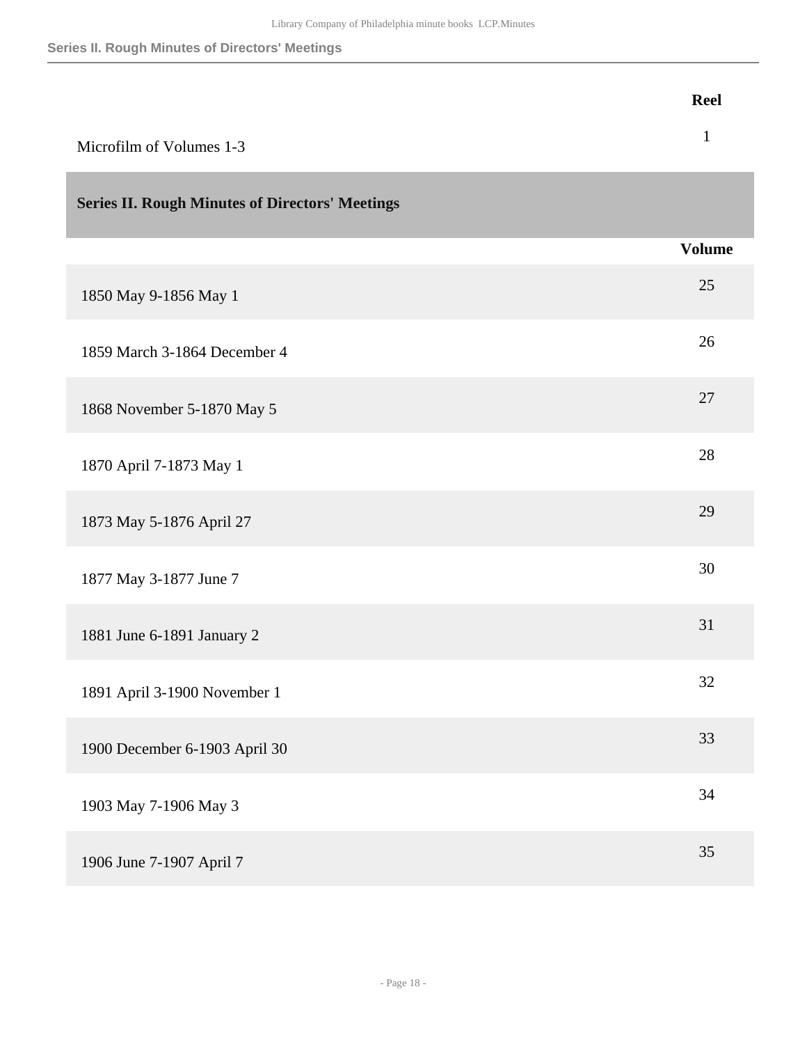| | Reel |
| --- | --- |
| Microfilm of Volumes 1-3 | 1 |

## Series II. Rough Minutes of Directors' Meetings

| | Volume |
| --- | --- |
| 1850 May 9-1856 May 1 | 25 |
| 1859 March 3-1864 December 4 | 26 |
| 1868 November 5-1870 May 5 | 27 |
| 1870 April 7-1873 May 1 | 28 |
| 1873 May 5-1876 April 27 | 29 |
| 1877 May 3-1877 June 7 | 30 |
| 1881 June 6-1891 January 2 | 31 |
| 1891 April 3-1900 November 1 | 32 |
| 1900 December 6-1903 April 30 | 33 |
| 1903 May 7-1906 May 3 | 34 |
| 1906 June 7-1907 April 7 | 35 |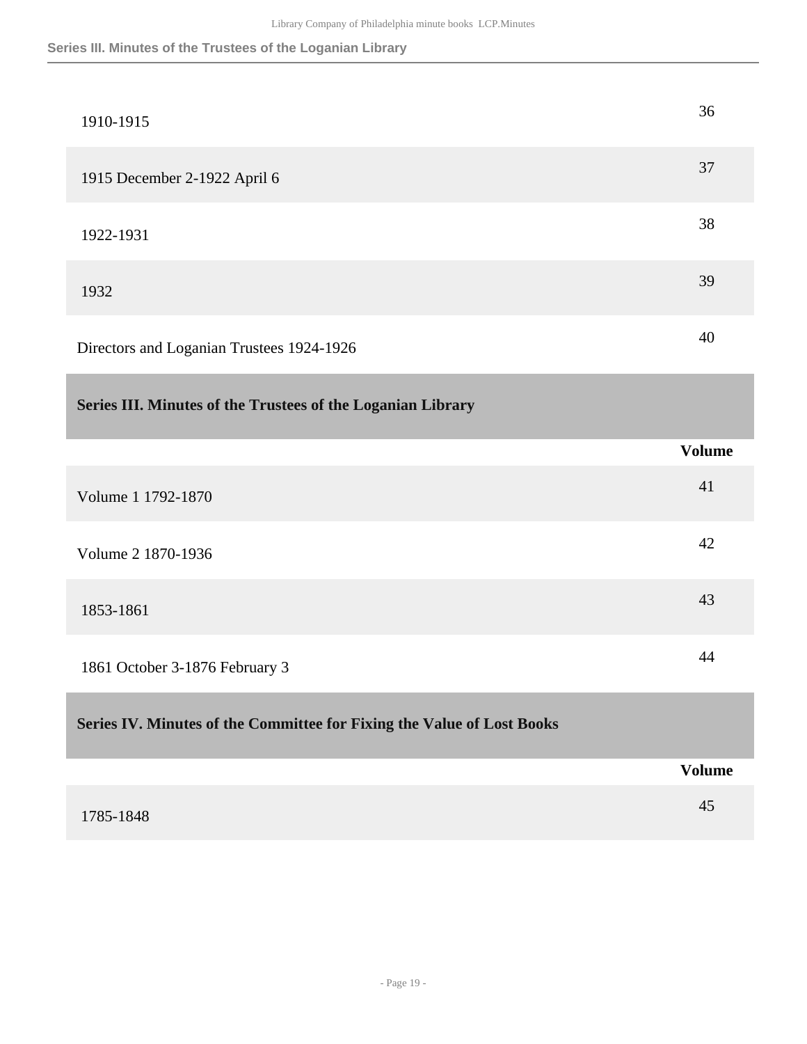| | |
|---|---|
| 1910-1915 | 36 |
| 1915 December 2-1922 April 6 | 37 |
| 1922-1931 | 38 |
| 1932 | 39 |
| Directors and Loganian Trustees 1924-1926 | 40 |

## Series III. Minutes of the Trustees of the Loganian Library

| | Volume |
|---|---|
| Volume 1 1792-1870 | 41 |
| Volume 2 1870-1936 | 42 |
| 1853-1861 | 43 |
| 1861 October 3-1876 February 3 | 44 |

## Series IV. Minutes of the Committee for Fixing the Value of Lost Books

| | Volume |
|---|---|
| 1785-1848 | 45 |